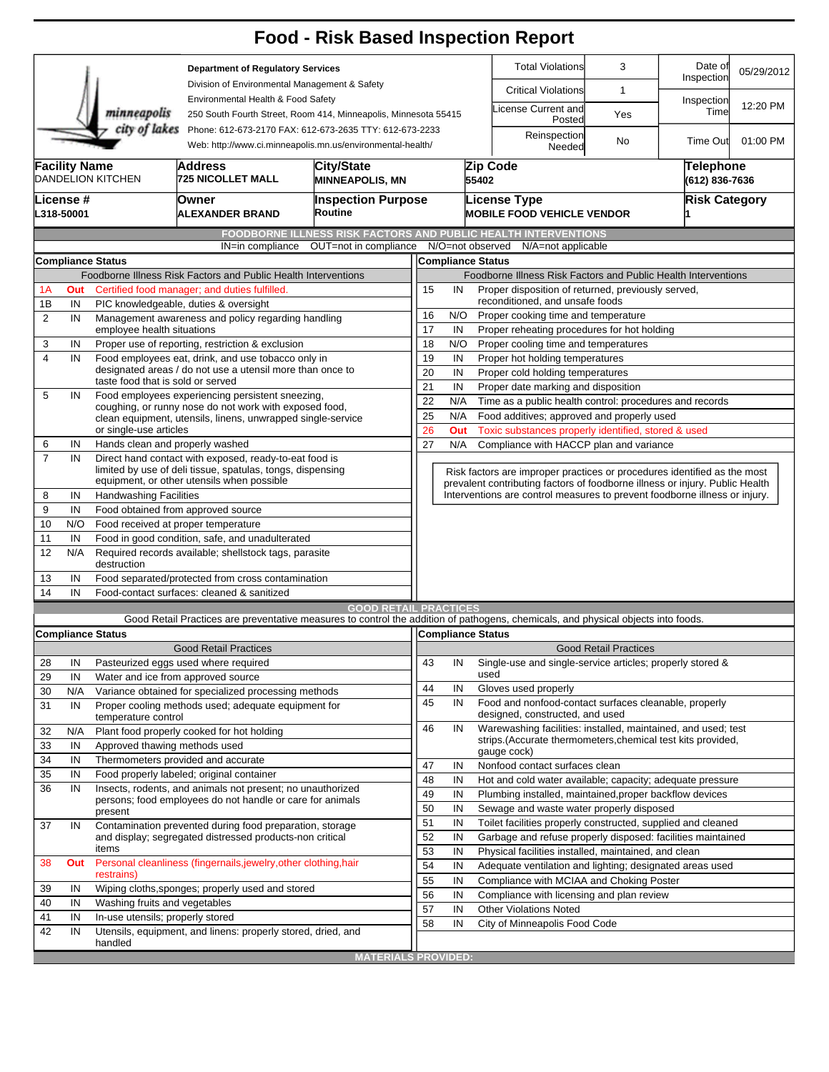# Food - Risk Based Inspection Report

minneapolis city of lakes

**Department of Regulatory Services**
Division of Environmental Management & Safety
Environmental Health & Food Safety
250 South Fourth Street, Room 414, Minneapolis, Minnesota 55415
Phone: 612-673-2170 FAX: 612-673-2635 TTY: 612-673-2233
Web: http://www.ci.minneapolis.mn.us/environmental-health/

| | | | |
|---|---|---|---|
| Total Violations | 3 | Date of Inspection | 05/29/2012 |
| Critical Violations | 1 | | |
| License Current and Posted | Yes | Inspection Time | 12:20 PM |
| Reinspection Needed | No | Time Out | 01:00 PM |

| Facility Name | Address | City/State | Zip Code | Telephone |
|---|---|---|---|---|
| DANDELION KITCHEN | 725 NICOLLET MALL | MINNEAPOLIS, MN | 55402 | (612) 836-7636 |

| License # | Owner | Inspection Purpose | License Type | Risk Category |
|---|---|---|---|---|
| L318-50001 | ALEXANDER BRAND | Routine | MOBILE FOOD VEHICLE VENDOR | 1 |

## FOODBORNE ILLNESS RISK FACTORS AND PUBLIC HEALTH INTERVENTIONS

IN=in compliance OUT=not in compliance N/O=not observed N/A=not applicable

| # | Compliance Status | Foodborne Illness Risk Factors and Public Health Interventions |
|---|---|---|
| 1A | Out | Certified food manager; and duties fulfilled. |
| 1B | IN | PIC knowledgeable, duties & oversight |
| 2 | IN | Management awareness and policy regarding handling employee health situations |
| 3 | IN | Proper use of reporting, restriction & exclusion |
| 4 | IN | Food employees eat, drink, and use tobacco only in designated areas / do not use a utensil more than once to taste food that is sold or served |
| 5 | IN | Food employees experiencing persistent sneezing, coughing, or runny nose do not work with exposed food, clean equipment, utensils, linens, unwrapped single-service or single-use articles |
| 6 | IN | Hands clean and properly washed |
| 7 | IN | Direct hand contact with exposed, ready-to-eat food is limited by use of deli tissue, spatulas, tongs, dispensing equipment, or other utensils when possible |
| 8 | IN | Handwashing Facilities |
| 9 | IN | Food obtained from approved source |
| 10 | N/O | Food received at proper temperature |
| 11 | IN | Food in good condition, safe, and unadulterated |
| 12 | N/A | Required records available; shellstock tags, parasite destruction |
| 13 | IN | Food separated/protected from cross contamination |
| 14 | IN | Food-contact surfaces: cleaned & sanitized |
| 15 | IN | Proper disposition of returned, previously served, reconditioned, and unsafe foods |
| 16 | N/O | Proper cooking time and temperature |
| 17 | IN | Proper reheating procedures for hot holding |
| 18 | N/O | Proper cooling time and temperatures |
| 19 | IN | Proper hot holding temperatures |
| 20 | IN | Proper cold holding temperatures |
| 21 | IN | Proper date marking and disposition |
| 22 | N/A | Time as a public health control: procedures and records |
| 25 | N/A | Food additives; approved and properly used |
| 26 | Out | Toxic substances properly identified, stored & used |
| 27 | N/A | Compliance with HACCP plan and variance |

Risk factors are improper practices or procedures identified as the most prevalent contributing factors of foodborne illness or injury. Public Health Interventions are control measures to prevent foodborne illness or injury.

## GOOD RETAIL PRACTICES

Good Retail Practices are preventative measures to control the addition of pathogens, chemicals, and physical objects into foods.

| # | Compliance Status | Good Retail Practices |
|---|---|---|
| 28 | IN | Pasteurized eggs used where required |
| 29 | IN | Water and ice from approved source |
| 30 | N/A | Variance obtained for specialized processing methods |
| 31 | IN | Proper cooling methods used; adequate equipment for temperature control |
| 32 | N/A | Plant food properly cooked for hot holding |
| 33 | IN | Approved thawing methods used |
| 34 | IN | Thermometers provided and accurate |
| 35 | IN | Food properly labeled; original container |
| 36 | IN | Insects, rodents, and animals not present; no unauthorized persons; food employees do not handle or care for animals present |
| 37 | IN | Contamination prevented during food preparation, storage and display; segregated distressed products-non critical items |
| 38 | Out | Personal cleanliness (fingernails,jewelry,other clothing,hair restrains) |
| 39 | IN | Wiping cloths,sponges; properly used and stored |
| 40 | IN | Washing fruits and vegetables |
| 41 | IN | In-use utensils; properly stored |
| 42 | IN | Utensils, equipment, and linens: properly stored, dried, and handled |
| 43 | IN | Single-use and single-service articles; properly stored & used |
| 44 | IN | Gloves used properly |
| 45 | IN | Food and nonfood-contact surfaces cleanable, properly designed, constructed, and used |
| 46 | IN | Warewashing facilities: installed, maintained, and used; test strips.(Accurate thermometers,chemical test kits provided, gauge cock) |
| 47 | IN | Nonfood contact surfaces clean |
| 48 | IN | Hot and cold water available; capacity; adequate pressure |
| 49 | IN | Plumbing installed, maintained,proper backflow devices |
| 50 | IN | Sewage and waste water properly disposed |
| 51 | IN | Toilet facilities properly constructed, supplied and cleaned |
| 52 | IN | Garbage and refuse properly disposed: facilities maintained |
| 53 | IN | Physical facilities installed, maintained, and clean |
| 54 | IN | Adequate ventilation and lighting; designated areas used |
| 55 | IN | Compliance with MCIAA and Choking Poster |
| 56 | IN | Compliance with licensing and plan review |
| 57 | IN | Other Violations Noted |
| 58 | IN | City of Minneapolis Food Code |

## MATERIALS PROVIDED: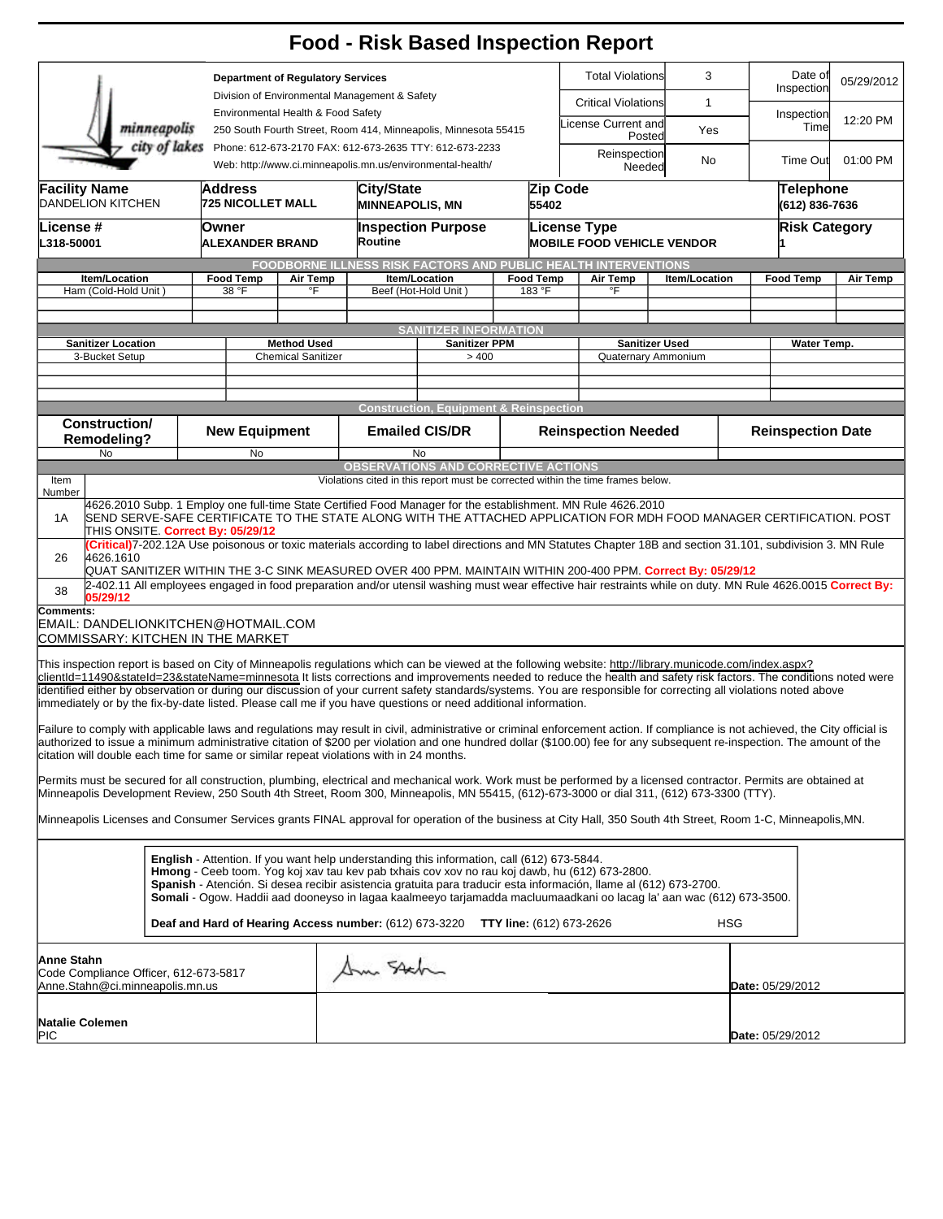# Food - Risk Based Inspection Report

**Department of Regulatory Services**
Division of Environmental Management & Safety
Environmental Health & Food Safety
250 South Fourth Street, Room 414, Minneapolis, Minnesota 55415
Phone: 612-673-2170 FAX: 612-673-2635 TTY: 612-673-2233
Web: http://www.ci.minneapolis.mn.us/environmental-health/

| | | | |
|---|---|---|---|
| Total Violations | 3 | Date of Inspection | 05/29/2012 |
| Critical Violations | 1 | Inspection Time | 12:20 PM |
| License Current and Posted | Yes | | |
| Reinspection Needed | No | Time Out | 01:00 PM |

| Facility Name | Address | City/State | Zip Code | Telephone |
|---|---|---|---|---|
| DANDELION KITCHEN | 725 NICOLLET MALL | MINNEAPOLIS, MN | 55402 | (612) 836-7636 |

| License # | Owner | Inspection Purpose | License Type | Risk Category |
|---|---|---|---|---|
| L318-50001 | ALEXANDER BRAND | Routine | MOBILE FOOD VEHICLE VENDOR | 1 |

## FOODBORNE ILLNESS RISK FACTORS AND PUBLIC HEALTH INTERVENTIONS

| Item/Location | Food Temp | Air Temp | Item/Location | Food Temp | Air Temp | Item/Location | Food Temp | Air Temp |
|---|---|---|---|---|---|---|---|---|
| Ham (Cold-Hold Unit ) | 38 °F | °F | Beef (Hot-Hold Unit ) | 183 °F | °F | | | |

## SANITIZER INFORMATION

| Sanitizer Location | Method Used | Sanitizer PPM | Sanitizer Used | Water Temp. |
|---|---|---|---|---|
| 3-Bucket Setup | Chemical Sanitizer | > 400 | Quaternary Ammonium | |

## Construction, Equipment & Reinspection

| Construction/ Remodeling? | New Equipment | Emailed CIS/DR | Reinspection Needed | Reinspection Date |
|---|---|---|---|---|
| No | No | No | | |

## OBSERVATIONS AND CORRECTIVE ACTIONS

| Item Number | Violations cited in this report must be corrected within the time frames below. |
|---|---|
| 1A | 4626.2010 Subp. 1 Employ one full-time State Certified Food Manager for the establishment. MN Rule 4626.2010<br>SEND SERVE-SAFE CERTIFICATE TO THE STATE ALONG WITH THE ATTACHED APPLICATION FOR MDH FOOD MANAGER CERTIFICATION. POST THIS ONSITE. **Correct By: 05/29/12** |
| 26 | **(Critical)**7-202.12A Use poisonous or toxic materials according to label directions and MN Statutes Chapter 18B and section 31.101, subdivision 3. MN Rule 4626.1610<br>QUAT SANITIZER WITHIN THE 3-C SINK MEASURED OVER 400 PPM. MAINTAIN WITHIN 200-400 PPM. **Correct By: 05/29/12** |
| 38 | 2-402.11 All employees engaged in food preparation and/or utensil washing must wear effective hair restraints while on duty. MN Rule 4626.0015 **Correct By: 05/29/12** |

**Comments:**
EMAIL: DANDELIONKITCHEN@HOTMAIL.COM
COMMISSARY: KITCHEN IN THE MARKET

This inspection report is based on City of Minneapolis regulations which can be viewed at the following website: http://library.municode.com/index.aspx?clientId=11490&stateId=23&stateName=minnesota It lists corrections and improvements needed to reduce the health and safety risk factors. The conditions noted were identified either by observation or during our discussion of your current safety standards/systems. You are responsible for correcting all violations noted above immediately or by the fix-by-date listed. Please call me if you have questions or need additional information.

Failure to comply with applicable laws and regulations may result in civil, administrative or criminal enforcement action. If compliance is not achieved, the City official is authorized to issue a minimum administrative citation of $200 per violation and one hundred dollar ($100.00) fee for any subsequent re-inspection. The amount of the citation will double each time for same or similar repeat violations with in 24 months.

Permits must be secured for all construction, plumbing, electrical and mechanical work. Work must be performed by a licensed contractor. Permits are obtained at Minneapolis Development Review, 250 South 4th Street, Room 300, Minneapolis, MN 55415, (612)-673-3000 or dial 311, (612) 673-3300 (TTY).

Minneapolis Licenses and Consumer Services grants FINAL approval for operation of the business at City Hall, 350 South 4th Street, Room 1-C, Minneapolis,MN.

**English** - Attention. If you want help understanding this information, call (612) 673-5844.
**Hmong** - Ceeb toom. Yog koj xav tau kev pab txhais cov xov no rau koj dawb, hu (612) 673-2800.
**Spanish** - Atención. Si desea recibir asistencia gratuita para traducir esta información, llame al (612) 673-2700.
**Somali** - Ogow. Haddii aad dooneyso in lagaa kaalmeeyo tarjamadda macluumaadkani oo lacag la' aan wac (612) 673-3500.

**Deaf and Hard of Hearing Access number:** (612) 673-3220 **TTY line:** (612) 673-2626 HSG

**Anne Stahn**
Code Compliance Officer, 612-673-5817
Anne.Stahn@ci.minneapolis.mn.us
**Date:** 05/29/2012

**Natalie Colemen**
PIC
**Date:** 05/29/2012